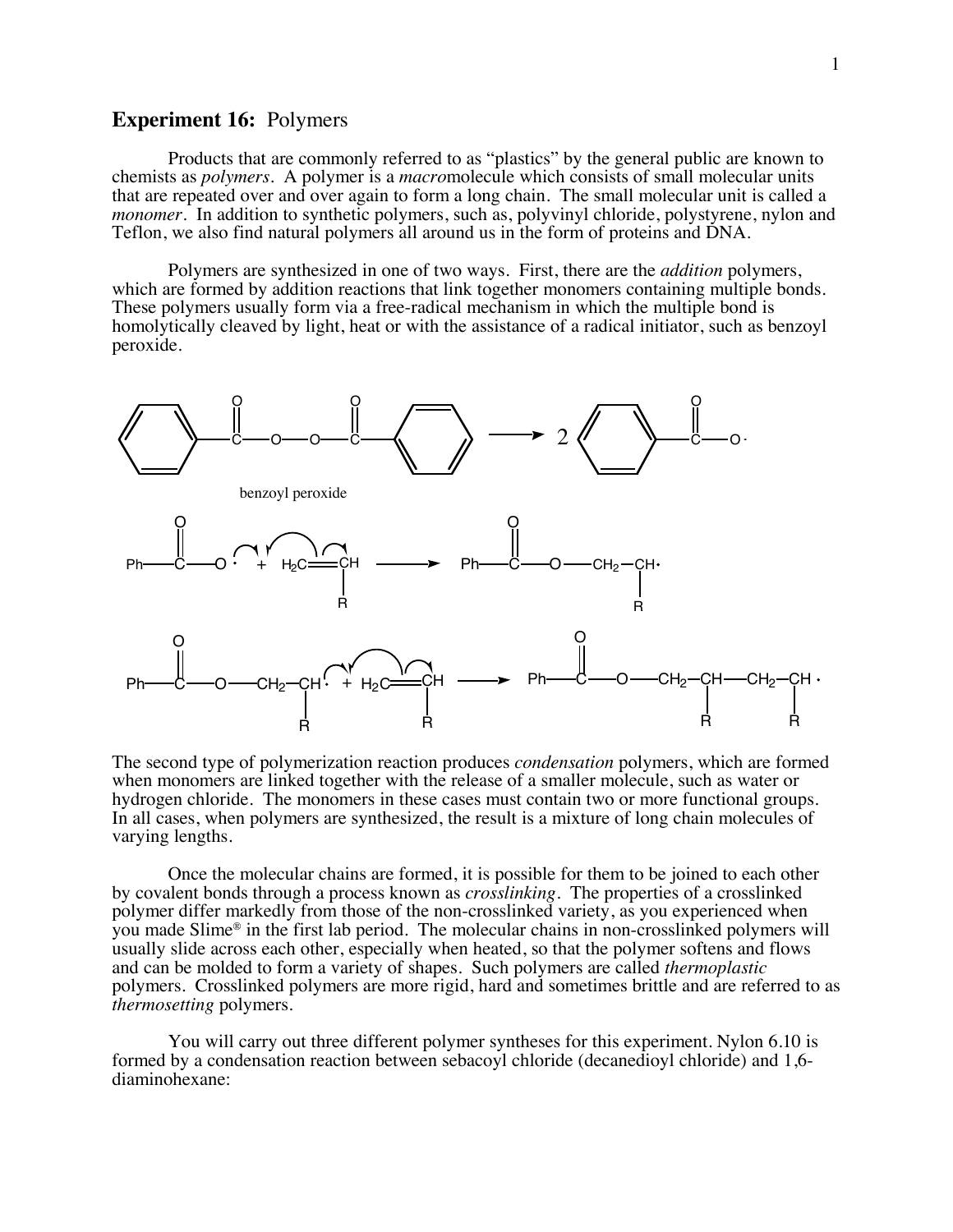## **Experiment 16:** Polymers

Products that are commonly referred to as "plastics" by the general public are known to chemists as *polymers*. A polymer is a *macro*molecule which consists of small molecular units that are repeated over and over again to form a long chain. The small molecular unit is called a *monomer*. In addition to synthetic polymers, such as, polyvinyl chloride, polystyrene, nylon and Teflon, we also find natural polymers all around us in the form of proteins and DNA.

Polymers are synthesized in one of two ways. First, there are the *addition* polymers, which are formed by addition reactions that link together monomers containing multiple bonds. These polymers usually form via a free-radical mechanism in which the multiple bond is homolytically cleaved by light, heat or with the assistance of a radical initiator, such as benzoyl peroxide.

$$PhC(=O)–O–O–C(=O)Ph \longrightarrow 2\ PhC(=O)–O\cdot$$

benzoyl peroxide

$$Ph–C(=O)–O\cdot + H_2C{=}CH(R) \longrightarrow Ph–C(=O)–O–CH_2–CH(R)\cdot$$

$$Ph–C(=O)–O–CH_2–CH(R)\cdot + H_2C{=}CH(R) \longrightarrow Ph–C(=O)–O–CH_2–CH(R)–CH_2–CH(R)\cdot$$

The second type of polymerization reaction produces *condensation* polymers, which are formed when monomers are linked together with the release of a smaller molecule, such as water or hydrogen chloride. The monomers in these cases must contain two or more functional groups. In all cases, when polymers are synthesized, the result is a mixture of long chain molecules of varying lengths.

Once the molecular chains are formed, it is possible for them to be joined to each other by covalent bonds through a process known as *crosslinking*. The properties of a crosslinked polymer differ markedly from those of the non-crosslinked variety, as you experienced when you made Slime® in the first lab period. The molecular chains in non-crosslinked polymers will usually slide across each other, especially when heated, so that the polymer softens and flows and can be molded to form a variety of shapes. Such polymers are called *thermoplastic* polymers. Crosslinked polymers are more rigid, hard and sometimes brittle and are referred to as *thermosetting* polymers.

You will carry out three different polymer syntheses for this experiment. Nylon 6.10 is formed by a condensation reaction between sebacoyl chloride (decanedioyl chloride) and 1,6-diaminohexane: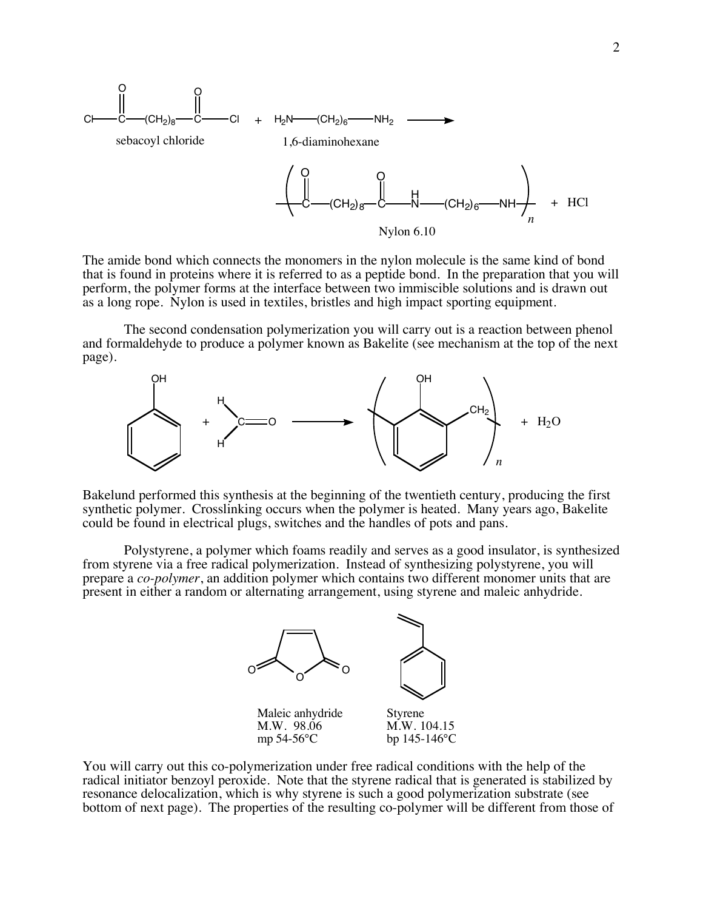$$\text{Cl}-\overset{\overset{\displaystyle O}{\|}}{C}-(CH_2)_8-\overset{\overset{\displaystyle O}{\|}}{C}-\text{Cl} \;+\; H_2N-(CH_2)_6-NH_2 \longrightarrow$$

sebacoyl chloride    1,6-diaminohexane

$$\left(\overset{\overset{\displaystyle O}{\|}}{C}-(CH_2)_8-\overset{\overset{\displaystyle O}{\|}}{C}-\overset{H}{N}-(CH_2)_6-NH\right)_n \;+\; HCl$$

Nylon 6.10

The amide bond which connects the monomers in the nylon molecule is the same kind of bond that is found in proteins where it is referred to as a peptide bond. In the preparation that you will perform, the polymer forms at the interface between two immiscible solutions and is drawn out as a long rope. Nylon is used in textiles, bristles and high impact sporting equipment.

The second condensation polymerization you will carry out is a reaction between phenol and formaldehyde to produce a polymer known as Bakelite (see mechanism at the top of the next page).

$$\text{phenol} \;+\; H_2C{=}O \longrightarrow \left(\text{-}C_6H_3(OH)\text{-}CH_2\text{-}\right)_n \;+\; H_2O$$

Bakelund performed this synthesis at the beginning of the twentieth century, producing the first synthetic polymer. Crosslinking occurs when the polymer is heated. Many years ago, Bakelite could be found in electrical plugs, switches and the handles of pots and pans.

Polystyrene, a polymer which foams readily and serves as a good insulator, is synthesized from styrene via a free radical polymerization. Instead of synthesizing polystyrene, you will prepare a *co-polymer*, an addition polymer which contains two different monomer units that are present in either a random or alternating arrangement, using styrene and maleic anhydride.

| Maleic anhydride | Styrene |
|---|---|
| M.W. 98.06 | M.W. 104.15 |
| mp 54-56°C | bp 145-146°C |

You will carry out this co-polymerization under free radical conditions with the help of the radical initiator benzoyl peroxide. Note that the styrene radical that is generated is stabilized by resonance delocalization, which is why styrene is such a good polymerization substrate (see bottom of next page). The properties of the resulting co-polymer will be different from those of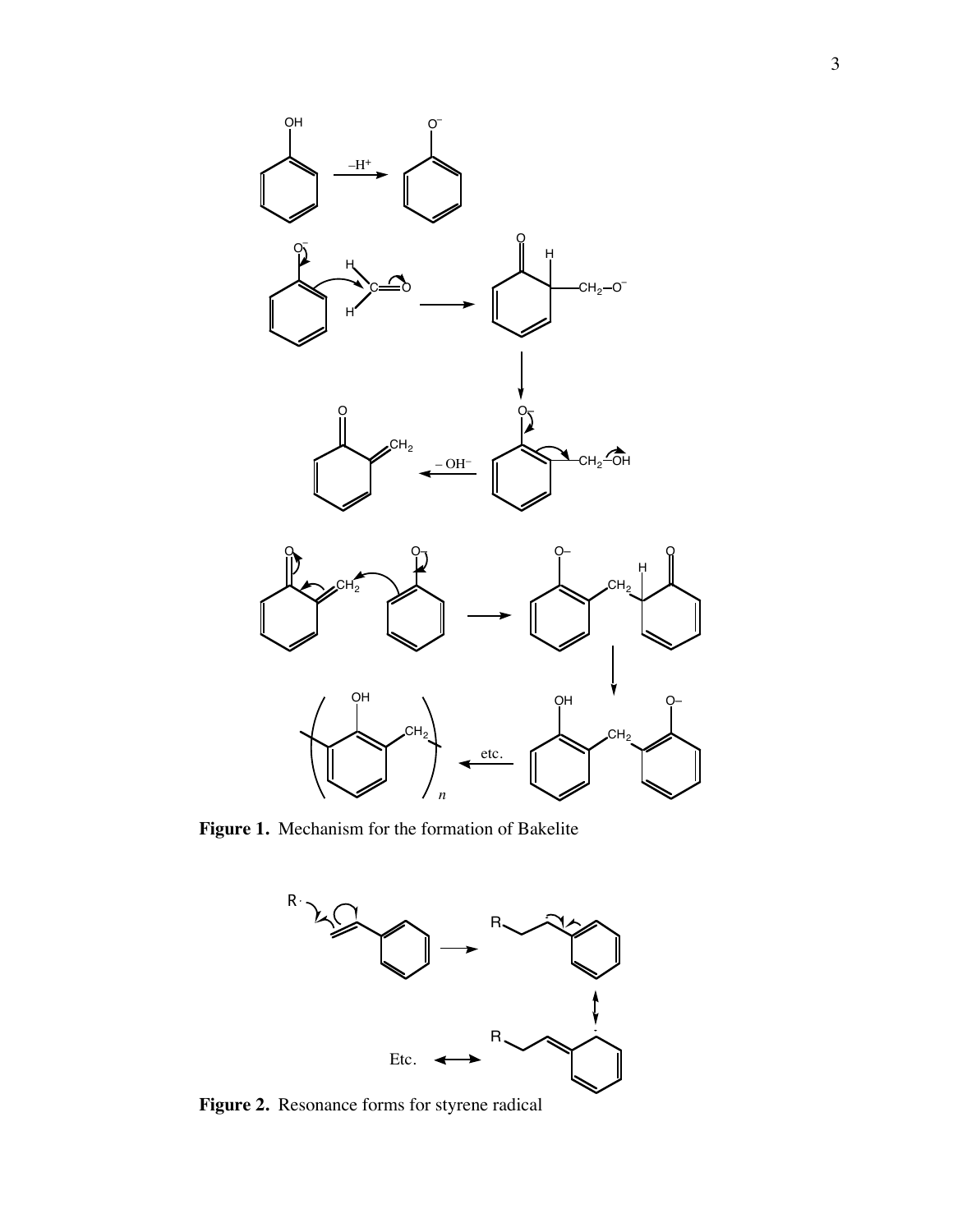**Figure 1.** Mechanism for the formation of Bakelite

**Figure 2.** Resonance forms for styrene radical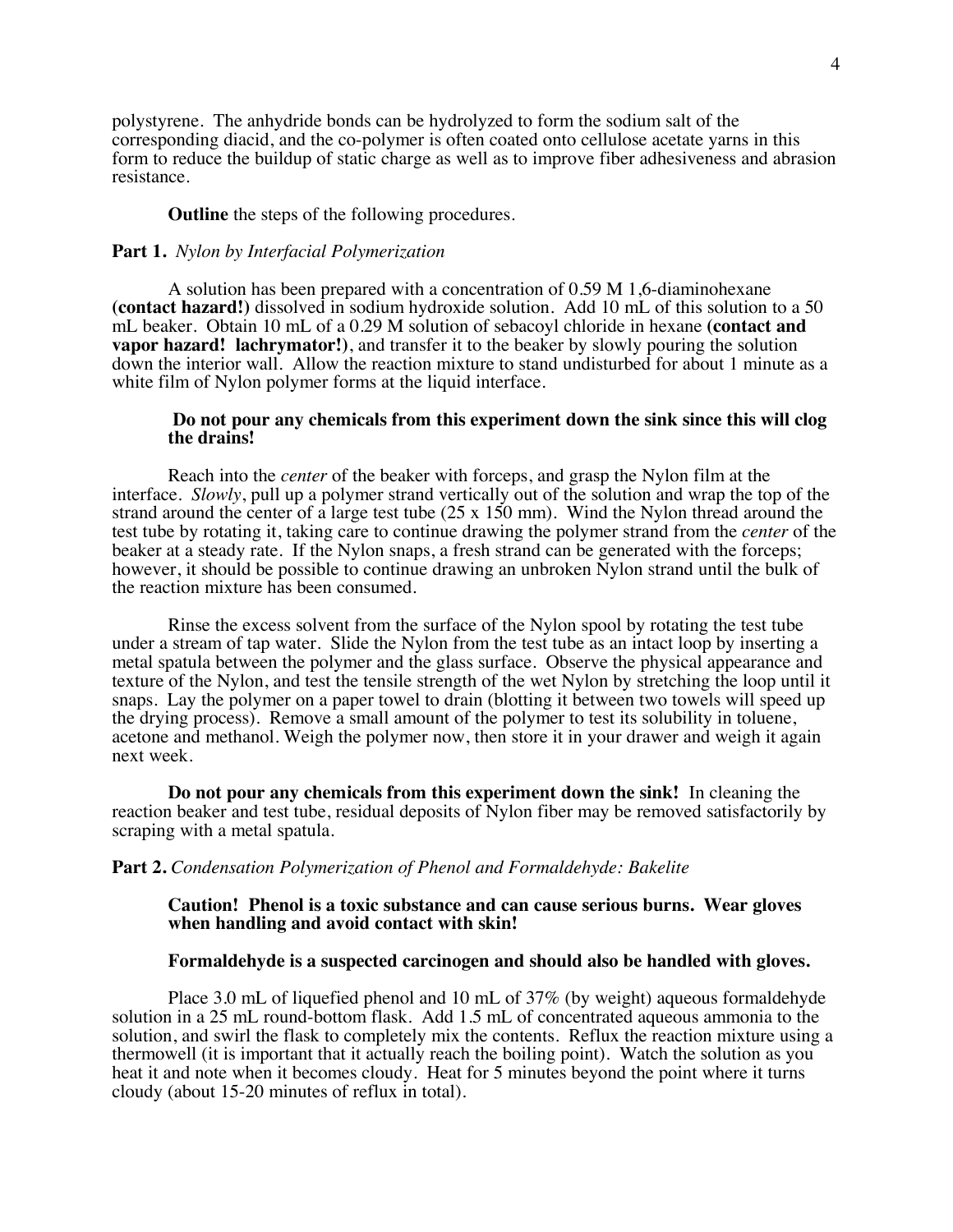polystyrene. The anhydride bonds can be hydrolyzed to form the sodium salt of the corresponding diacid, and the co-polymer is often coated onto cellulose acetate yarns in this form to reduce the buildup of static charge as well as to improve fiber adhesiveness and abrasion resistance.

**Outline** the steps of the following procedures.

**Part 1.** *Nylon by Interfacial Polymerization*

A solution has been prepared with a concentration of 0.59 M 1,6-diaminohexane **(contact hazard!)** dissolved in sodium hydroxide solution. Add 10 mL of this solution to a 50 mL beaker. Obtain 10 mL of a 0.29 M solution of sebacoyl chloride in hexane **(contact and vapor hazard! lachrymator!)**, and transfer it to the beaker by slowly pouring the solution down the interior wall. Allow the reaction mixture to stand undisturbed for about 1 minute as a white film of Nylon polymer forms at the liquid interface.

**Do not pour any chemicals from this experiment down the sink since this will clog the drains!**

Reach into the *center* of the beaker with forceps, and grasp the Nylon film at the interface. *Slowly*, pull up a polymer strand vertically out of the solution and wrap the top of the strand around the center of a large test tube (25 x 150 mm). Wind the Nylon thread around the test tube by rotating it, taking care to continue drawing the polymer strand from the *center* of the beaker at a steady rate. If the Nylon snaps, a fresh strand can be generated with the forceps; however, it should be possible to continue drawing an unbroken Nylon strand until the bulk of the reaction mixture has been consumed.

Rinse the excess solvent from the surface of the Nylon spool by rotating the test tube under a stream of tap water. Slide the Nylon from the test tube as an intact loop by inserting a metal spatula between the polymer and the glass surface. Observe the physical appearance and texture of the Nylon, and test the tensile strength of the wet Nylon by stretching the loop until it snaps. Lay the polymer on a paper towel to drain (blotting it between two towels will speed up the drying process). Remove a small amount of the polymer to test its solubility in toluene, acetone and methanol. Weigh the polymer now, then store it in your drawer and weigh it again next week.

**Do not pour any chemicals from this experiment down the sink!** In cleaning the reaction beaker and test tube, residual deposits of Nylon fiber may be removed satisfactorily by scraping with a metal spatula.

**Part 2.** *Condensation Polymerization of Phenol and Formaldehyde: Bakelite*

**Caution! Phenol is a toxic substance and can cause serious burns. Wear gloves when handling and avoid contact with skin!**

**Formaldehyde is a suspected carcinogen and should also be handled with gloves.**

Place 3.0 mL of liquefied phenol and 10 mL of 37% (by weight) aqueous formaldehyde solution in a 25 mL round-bottom flask. Add 1.5 mL of concentrated aqueous ammonia to the solution, and swirl the flask to completely mix the contents. Reflux the reaction mixture using a thermowell (it is important that it actually reach the boiling point). Watch the solution as you heat it and note when it becomes cloudy. Heat for 5 minutes beyond the point where it turns cloudy (about 15-20 minutes of reflux in total).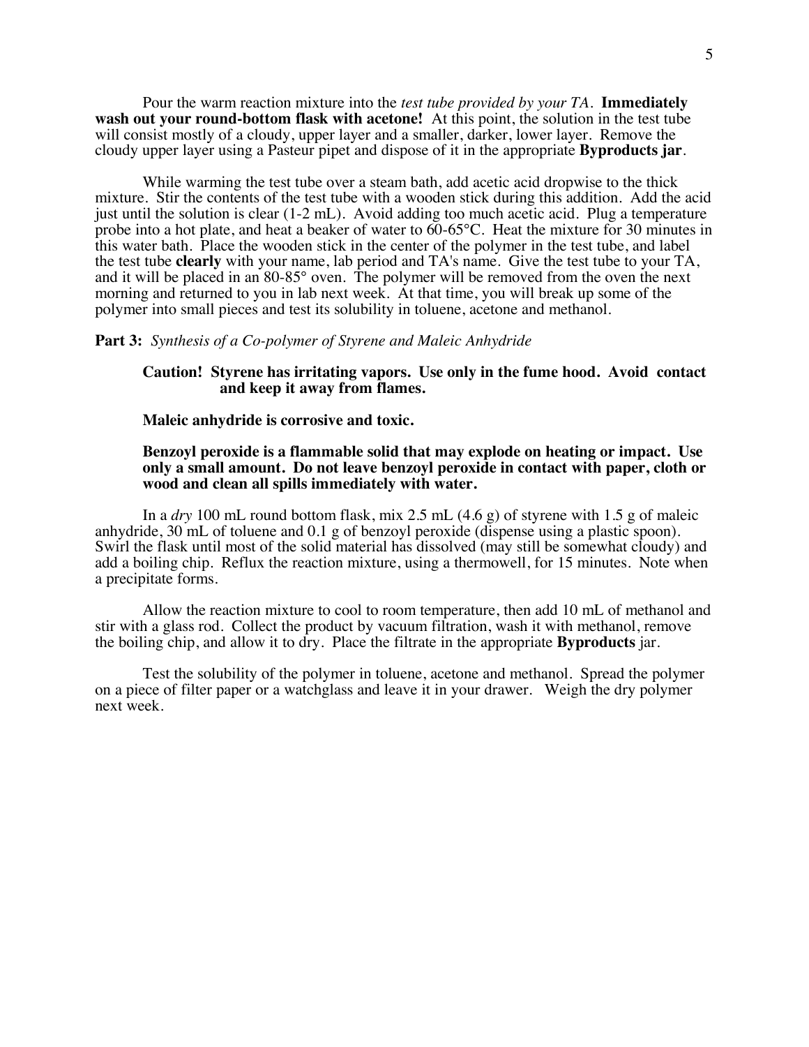Pour the warm reaction mixture into the *test tube provided by your TA*. **Immediately wash out your round-bottom flask with acetone!** At this point, the solution in the test tube will consist mostly of a cloudy, upper layer and a smaller, darker, lower layer. Remove the cloudy upper layer using a Pasteur pipet and dispose of it in the appropriate **Byproducts jar**.

While warming the test tube over a steam bath, add acetic acid dropwise to the thick mixture. Stir the contents of the test tube with a wooden stick during this addition. Add the acid just until the solution is clear (1-2 mL). Avoid adding too much acetic acid. Plug a temperature probe into a hot plate, and heat a beaker of water to 60-65°C. Heat the mixture for 30 minutes in this water bath. Place the wooden stick in the center of the polymer in the test tube, and label the test tube **clearly** with your name, lab period and TA's name. Give the test tube to your TA, and it will be placed in an 80-85° oven. The polymer will be removed from the oven the next morning and returned to you in lab next week. At that time, you will break up some of the polymer into small pieces and test its solubility in toluene, acetone and methanol.

**Part 3:** *Synthesis of a Co-polymer of Styrene and Maleic Anhydride*

**Caution! Styrene has irritating vapors. Use only in the fume hood. Avoid contact and keep it away from flames.**

**Maleic anhydride is corrosive and toxic.**

**Benzoyl peroxide is a flammable solid that may explode on heating or impact. Use only a small amount. Do not leave benzoyl peroxide in contact with paper, cloth or wood and clean all spills immediately with water.**

In a *dry* 100 mL round bottom flask, mix 2.5 mL (4.6 g) of styrene with 1.5 g of maleic anhydride, 30 mL of toluene and 0.1 g of benzoyl peroxide (dispense using a plastic spoon). Swirl the flask until most of the solid material has dissolved (may still be somewhat cloudy) and add a boiling chip. Reflux the reaction mixture, using a thermowell, for 15 minutes. Note when a precipitate forms.

Allow the reaction mixture to cool to room temperature, then add 10 mL of methanol and stir with a glass rod. Collect the product by vacuum filtration, wash it with methanol, remove the boiling chip, and allow it to dry. Place the filtrate in the appropriate **Byproducts** jar.

Test the solubility of the polymer in toluene, acetone and methanol. Spread the polymer on a piece of filter paper or a watchglass and leave it in your drawer. Weigh the dry polymer next week.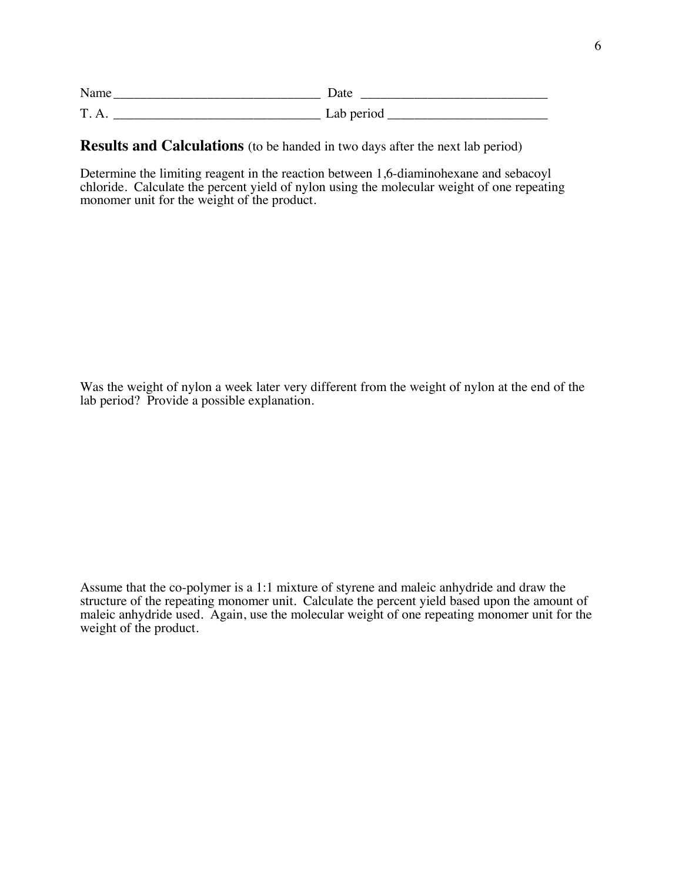Name _______________________________ Date ___________________________

T. A. _______________________________ Lab period _______________________

## Results and Calculations (to be handed in two days after the next lab period)

Determine the limiting reagent in the reaction between 1,6-diaminohexane and sebacoyl chloride. Calculate the percent yield of nylon using the molecular weight of one repeating monomer unit for the weight of the product.

Was the weight of nylon a week later very different from the weight of nylon at the end of the lab period? Provide a possible explanation.

Assume that the co-polymer is a 1:1 mixture of styrene and maleic anhydride and draw the structure of the repeating monomer unit. Calculate the percent yield based upon the amount of maleic anhydride used. Again, use the molecular weight of one repeating monomer unit for the weight of the product.